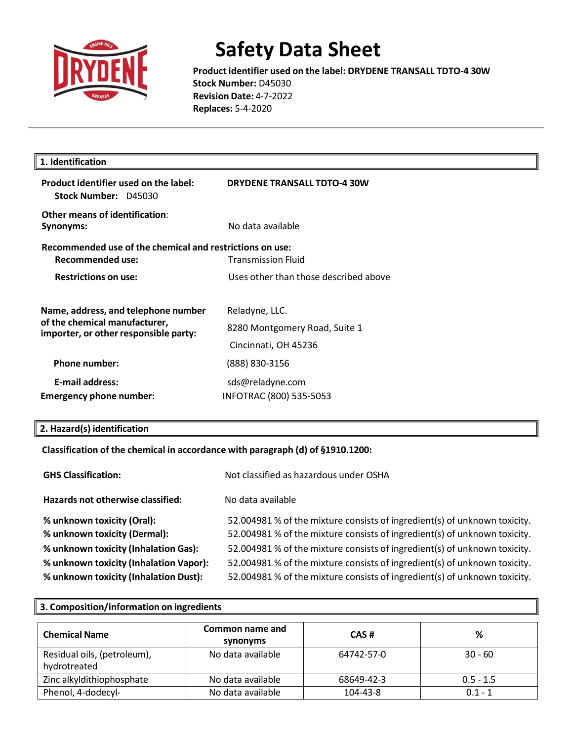# Safety Data Sheet

**Product identifier used on the label: DRYDENE TRANSALL TDTO-4 30W**
**Stock Number:** D45030
**Revision Date:** 4-7-2022
**Replaces:** 5-4-2020

## 1. Identification

**Product identifier used on the label:** **DRYDENE TRANSALL TDTO-4 30W**
**Stock Number:** D45030

**Other means of identification:**
**Synonyms:** No data available

**Recommended use of the chemical and restrictions on use:**
**Recommended use:** Transmission Fluid
**Restrictions on use:** Uses other than those described above

**Name, address, and telephone number of the chemical manufacturer, importer, or other responsible party:**
Reladyne, LLC.
8280 Montgomery Road, Suite 1
Cincinnati, OH 45236

**Phone number:** (888) 830-3156

**E-mail address:** sds@reladyne.com
**Emergency phone number:** INFOTRAC (800) 535-5053

## 2. Hazard(s) identification

**Classification of the chemical in accordance with paragraph (d) of §1910.1200:**

**GHS Classification:** Not classified as hazardous under OSHA

**Hazards not otherwise classified:** No data available

**% unknown toxicity (Oral):** 52.004981 % of the mixture consists of ingredient(s) of unknown toxicity.
**% unknown toxicity (Dermal):** 52.004981 % of the mixture consists of ingredient(s) of unknown toxicity.
**% unknown toxicity (Inhalation Gas):** 52.004981 % of the mixture consists of ingredient(s) of unknown toxicity.
**% unknown toxicity (Inhalation Vapor):** 52.004981 % of the mixture consists of ingredient(s) of unknown toxicity.
**% unknown toxicity (Inhalation Dust):** 52.004981 % of the mixture consists of ingredient(s) of unknown toxicity.

## 3. Composition/information on ingredients

| Chemical Name | Common name and synonyms | CAS # | % |
|---|---|---|---|
| Residual oils, (petroleum), hydrotreated | No data available | 64742-57-0 | 30 - 60 |
| Zinc alkyldithiophosphate | No data available | 68649-42-3 | 0.5 - 1.5 |
| Phenol, 4-dodecyl- | No data available | 104-43-8 | 0.1 - 1 |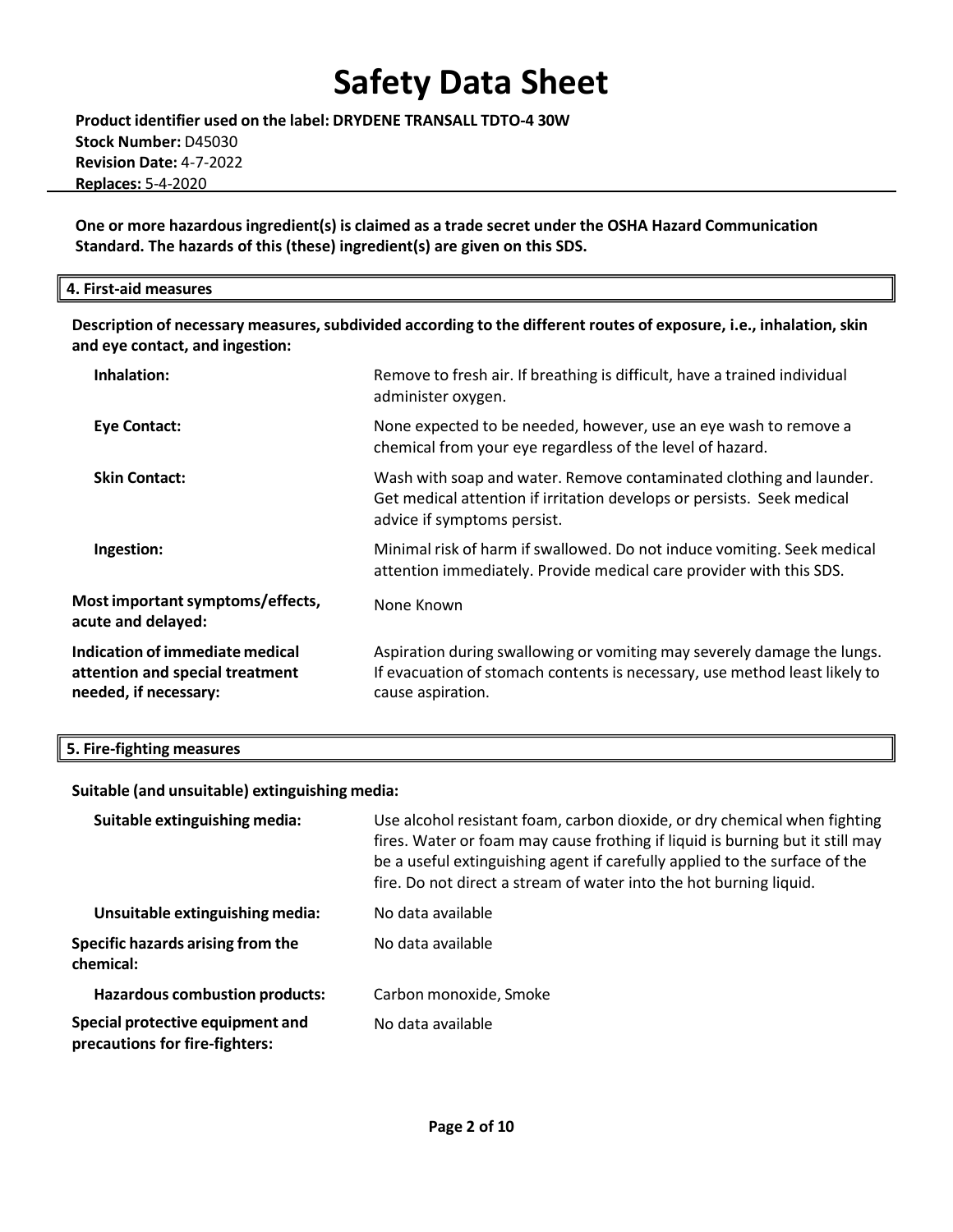# Safety Data Sheet

**Product identifier used on the label: DRYDENE TRANSALL TDTO-4 30W**
**Stock Number:** D45030
**Revision Date:** 4-7-2022
**Replaces:** 5-4-2020

**One or more hazardous ingredient(s) is claimed as a trade secret under the OSHA Hazard Communication Standard. The hazards of this (these) ingredient(s) are given on this SDS.**

## 4. First-aid measures

**Description of necessary measures, subdivided according to the different routes of exposure, i.e., inhalation, skin and eye contact, and ingestion:**

**Inhalation:** Remove to fresh air. If breathing is difficult, have a trained individual administer oxygen.

**Eye Contact:** None expected to be needed, however, use an eye wash to remove a chemical from your eye regardless of the level of hazard.

**Skin Contact:** Wash with soap and water. Remove contaminated clothing and launder. Get medical attention if irritation develops or persists. Seek medical advice if symptoms persist.

**Ingestion:** Minimal risk of harm if swallowed. Do not induce vomiting. Seek medical attention immediately. Provide medical care provider with this SDS.

**Most important symptoms/effects, acute and delayed:** None Known

**Indication of immediate medical attention and special treatment needed, if necessary:** Aspiration during swallowing or vomiting may severely damage the lungs. If evacuation of stomach contents is necessary, use method least likely to cause aspiration.

## 5. Fire-fighting measures

**Suitable (and unsuitable) extinguishing media:**

**Suitable extinguishing media:** Use alcohol resistant foam, carbon dioxide, or dry chemical when fighting fires. Water or foam may cause frothing if liquid is burning but it still may be a useful extinguishing agent if carefully applied to the surface of the fire. Do not direct a stream of water into the hot burning liquid.

**Unsuitable extinguishing media:** No data available

**Specific hazards arising from the chemical:** No data available

**Hazardous combustion products:** Carbon monoxide, Smoke

**Special protective equipment and precautions for fire-fighters:** No data available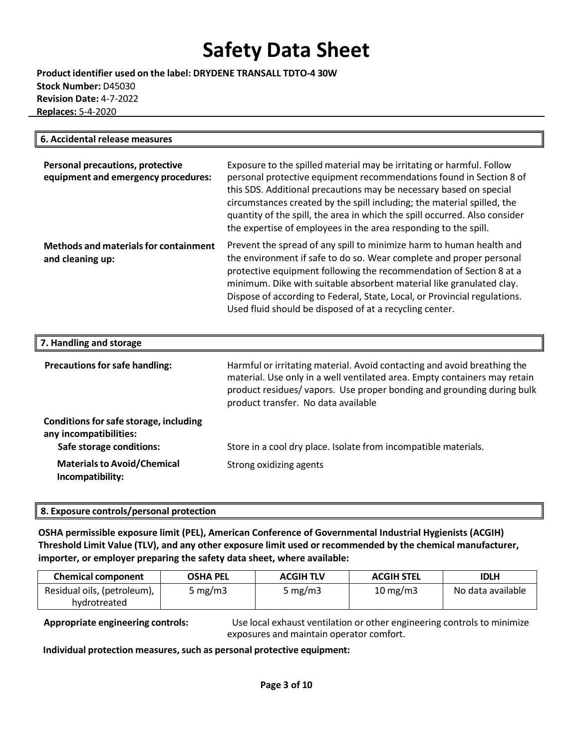## 6. Accidental release measures

**Personal precautions, protective equipment and emergency procedures:** Exposure to the spilled material may be irritating or harmful. Follow personal protective equipment recommendations found in Section 8 of this SDS. Additional precautions may be necessary based on special circumstances created by the spill including; the material spilled, the quantity of the spill, the area in which the spill occurred. Also consider the expertise of employees in the area responding to the spill.

**Methods and materials for containment and cleaning up:** Prevent the spread of any spill to minimize harm to human health and the environment if safe to do so. Wear complete and proper personal protective equipment following the recommendation of Section 8 at a minimum. Dike with suitable absorbent material like granulated clay. Dispose of according to Federal, State, Local, or Provincial regulations. Used fluid should be disposed of at a recycling center.

## 7. Handling and storage

**Precautions for safe handling:** Harmful or irritating material. Avoid contacting and avoid breathing the material. Use only in a well ventilated area. Empty containers may retain product residues/ vapors. Use proper bonding and grounding during bulk product transfer. No data available

**Conditions for safe storage, including any incompatibilities:**

**Safe storage conditions:** Store in a cool dry place. Isolate from incompatible materials.

**Materials to Avoid/Chemical Incompatibility:** Strong oxidizing agents

## 8. Exposure controls/personal protection

**OSHA permissible exposure limit (PEL), American Conference of Governmental Industrial Hygienists (ACGIH) Threshold Limit Value (TLV), and any other exposure limit used or recommended by the chemical manufacturer, importer, or employer preparing the safety data sheet, where available:**

| Chemical component | OSHA PEL | ACGIH TLV | ACGIH STEL | IDLH |
|---|---|---|---|---|
| Residual oils, (petroleum), hydrotreated | 5 mg/m3 | 5 mg/m3 | 10 mg/m3 | No data available |

**Appropriate engineering controls:** Use local exhaust ventilation or other engineering controls to minimize exposures and maintain operator comfort.

**Individual protection measures, such as personal protective equipment:**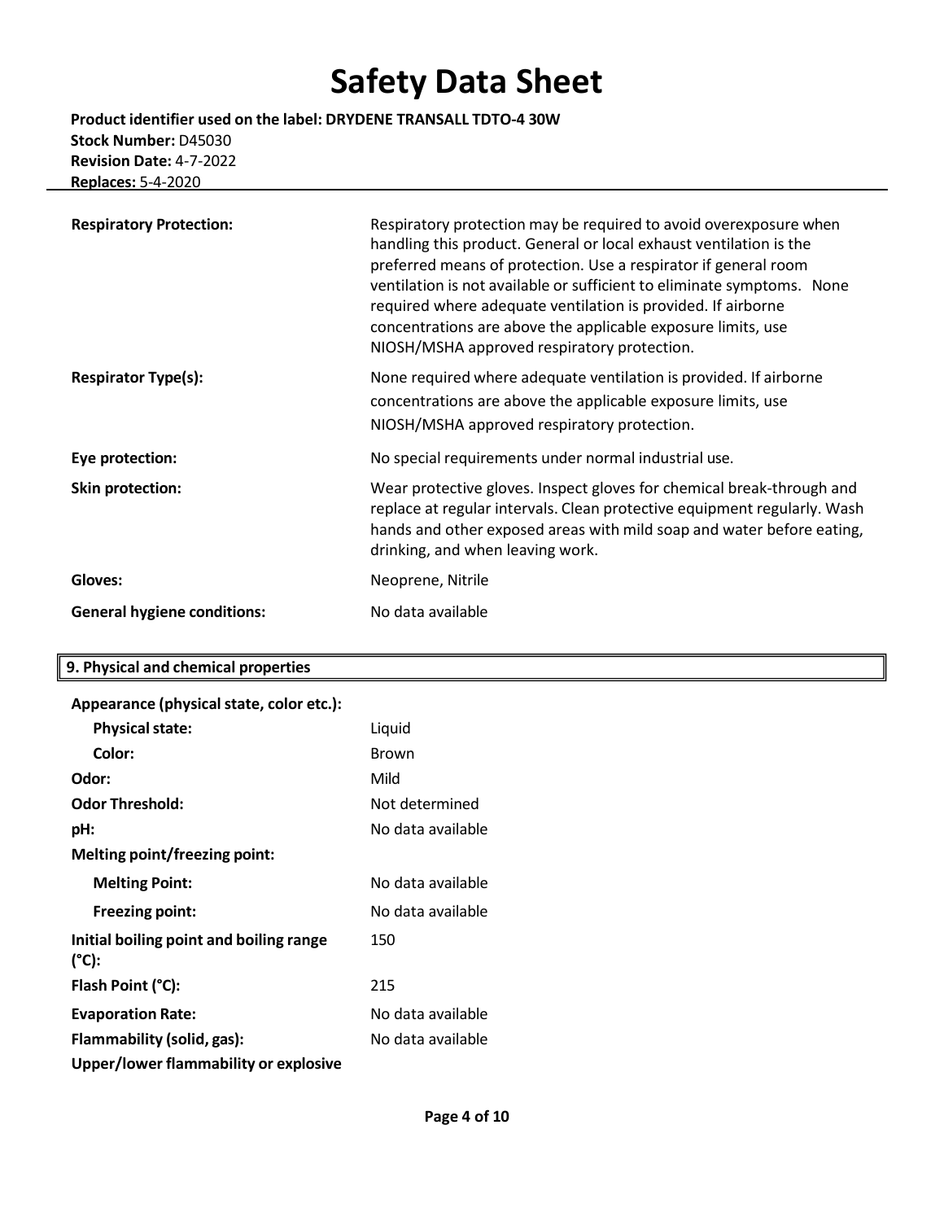**Respiratory Protection:** Respiratory protection may be required to avoid overexposure when handling this product. General or local exhaust ventilation is the preferred means of protection. Use a respirator if general room ventilation is not available or sufficient to eliminate symptoms. None required where adequate ventilation is provided. If airborne concentrations are above the applicable exposure limits, use NIOSH/MSHA approved respiratory protection.

**Respirator Type(s):** None required where adequate ventilation is provided. If airborne concentrations are above the applicable exposure limits, use NIOSH/MSHA approved respiratory protection.

**Eye protection:** No special requirements under normal industrial use.

**Skin protection:** Wear protective gloves. Inspect gloves for chemical break-through and replace at regular intervals. Clean protective equipment regularly. Wash hands and other exposed areas with mild soap and water before eating, drinking, and when leaving work.

**Gloves:** Neoprene, Nitrile

**General hygiene conditions:** No data available

## 9. Physical and chemical properties

**Appearance (physical state, color etc.):**

- **Physical state:** Liquid
- **Color:** Brown

**Odor:** Mild

**Odor Threshold:** Not determined

**pH:** No data available

**Melting point/freezing point:**

- **Melting Point:** No data available
- **Freezing point:** No data available

**Initial boiling point and boiling range (°C):** 150

**Flash Point (°C):** 215

**Evaporation Rate:** No data available

**Flammability (solid, gas):** No data available

**Upper/lower flammability or explosive**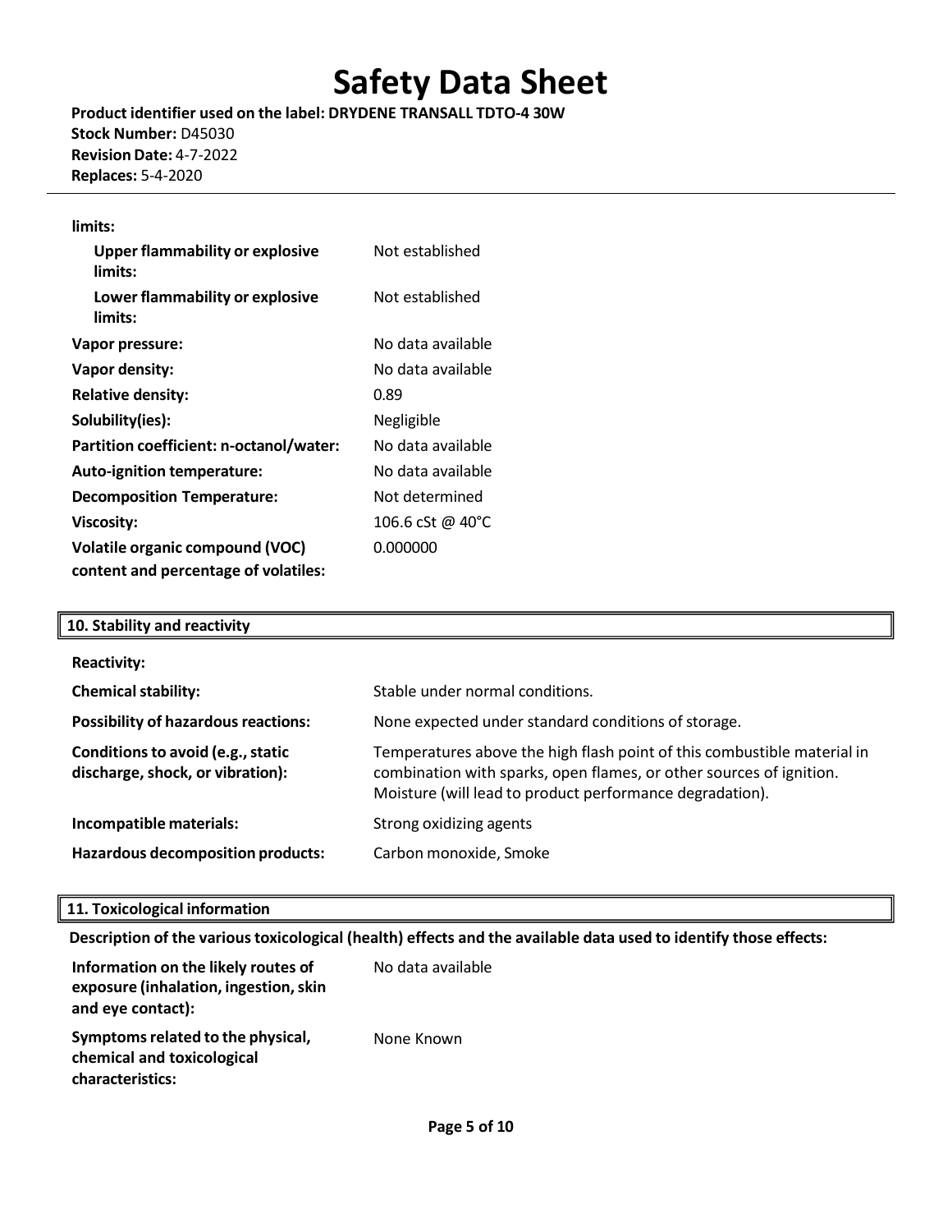| | |
|---|---|
| **limits:** | |
| **Upper flammability or explosive limits:** | Not established |
| **Lower flammability or explosive limits:** | Not established |
| **Vapor pressure:** | No data available |
| **Vapor density:** | No data available |
| **Relative density:** | 0.89 |
| **Solubility(ies):** | Negligible |
| **Partition coefficient: n-octanol/water:** | No data available |
| **Auto-ignition temperature:** | No data available |
| **Decomposition Temperature:** | Not determined |
| **Viscosity:** | 106.6 cSt @ 40°C |
| **Volatile organic compound (VOC) content and percentage of volatiles:** | 0.000000 |

## 10. Stability and reactivity

| | |
|---|---|
| **Reactivity:** | |
| **Chemical stability:** | Stable under normal conditions. |
| **Possibility of hazardous reactions:** | None expected under standard conditions of storage. |
| **Conditions to avoid (e.g., static discharge, shock, or vibration):** | Temperatures above the high flash point of this combustible material in combination with sparks, open flames, or other sources of ignition. Moisture (will lead to product performance degradation). |
| **Incompatible materials:** | Strong oxidizing agents |
| **Hazardous decomposition products:** | Carbon monoxide, Smoke |

## 11. Toxicological information

**Description of the various toxicological (health) effects and the available data used to identify those effects:**

| | |
|---|---|
| **Information on the likely routes of exposure (inhalation, ingestion, skin and eye contact):** | No data available |
| **Symptoms related to the physical, chemical and toxicological characteristics:** | None Known |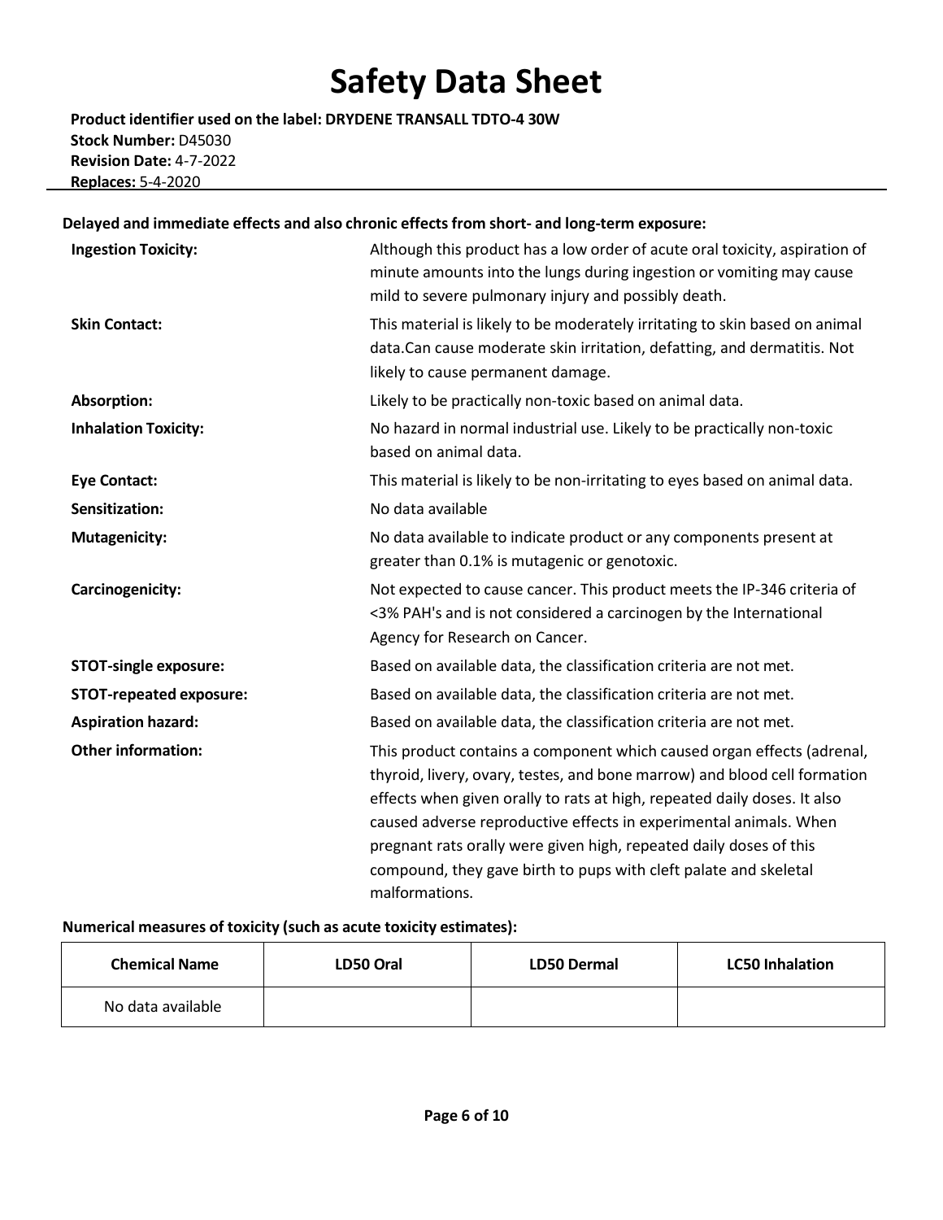**Delayed and immediate effects and also chronic effects from short- and long-term exposure:**

**Ingestion Toxicity:** Although this product has a low order of acute oral toxicity, aspiration of minute amounts into the lungs during ingestion or vomiting may cause mild to severe pulmonary injury and possibly death.

**Skin Contact:** This material is likely to be moderately irritating to skin based on animal data.Can cause moderate skin irritation, defatting, and dermatitis. Not likely to cause permanent damage.

**Absorption:** Likely to be practically non-toxic based on animal data.

**Inhalation Toxicity:** No hazard in normal industrial use. Likely to be practically non-toxic based on animal data.

**Eye Contact:** This material is likely to be non-irritating to eyes based on animal data.

**Sensitization:** No data available

**Mutagenicity:** No data available to indicate product or any components present at greater than 0.1% is mutagenic or genotoxic.

**Carcinogenicity:** Not expected to cause cancer. This product meets the IP-346 criteria of <3% PAH's and is not considered a carcinogen by the International Agency for Research on Cancer.

**STOT-single exposure:** Based on available data, the classification criteria are not met.

**STOT-repeated exposure:** Based on available data, the classification criteria are not met.

**Aspiration hazard:** Based on available data, the classification criteria are not met.

**Other information:** This product contains a component which caused organ effects (adrenal, thyroid, livery, ovary, testes, and bone marrow) and blood cell formation effects when given orally to rats at high, repeated daily doses. It also caused adverse reproductive effects in experimental animals. When pregnant rats orally were given high, repeated daily doses of this compound, they gave birth to pups with cleft palate and skeletal malformations.

**Numerical measures of toxicity (such as acute toxicity estimates):**

| Chemical Name | LD50 Oral | LD50 Dermal | LC50 Inhalation |
|---|---|---|---|
| No data available | | | |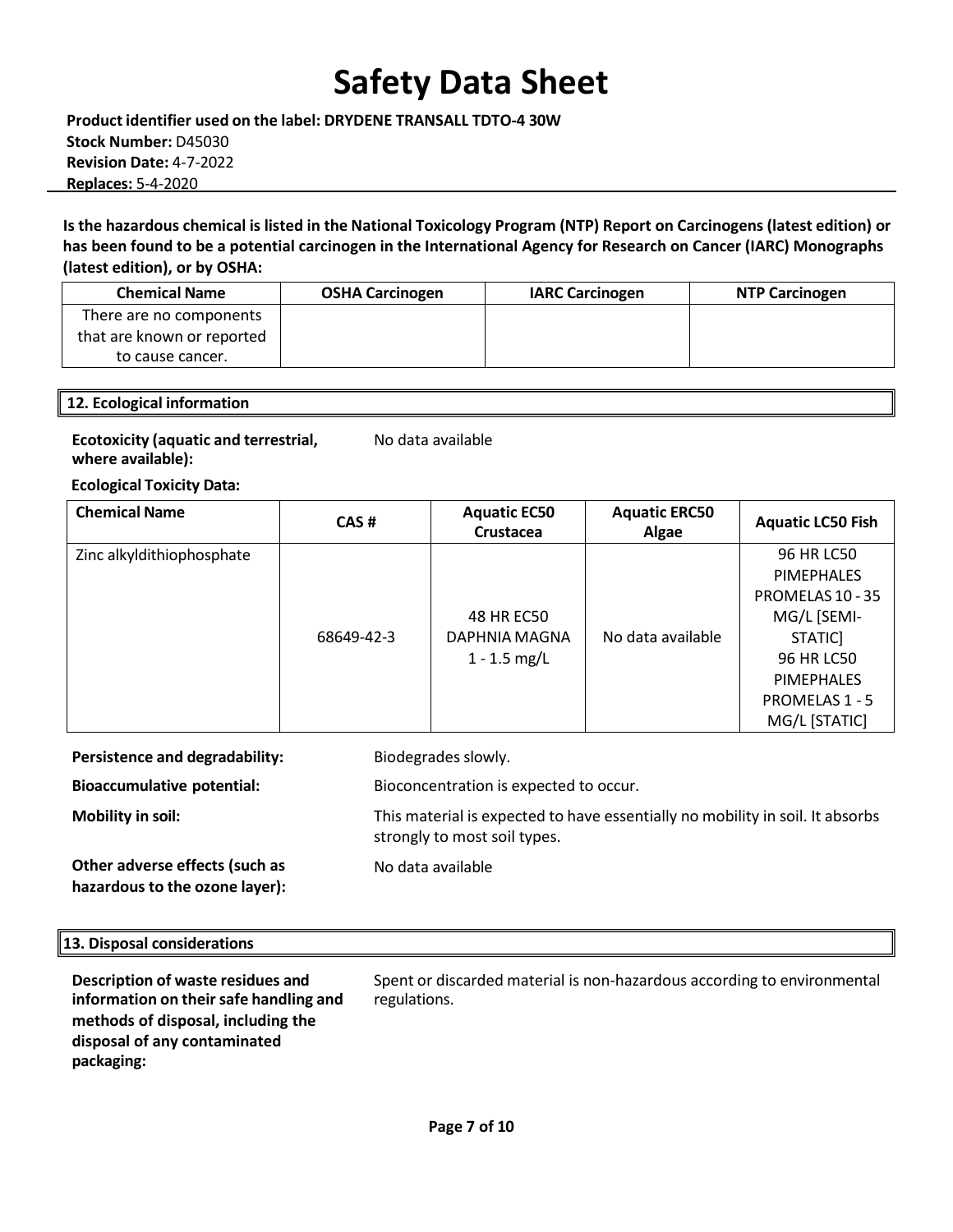# Safety Data Sheet

**Product identifier used on the label: DRYDENE TRANSALL TDTO-4 30W**
**Stock Number:** D45030
**Revision Date:** 4-7-2022
**Replaces:** 5-4-2020

**Is the hazardous chemical is listed in the National Toxicology Program (NTP) Report on Carcinogens (latest edition) or has been found to be a potential carcinogen in the International Agency for Research on Cancer (IARC) Monographs (latest edition), or by OSHA:**

| Chemical Name | OSHA Carcinogen | IARC Carcinogen | NTP Carcinogen |
| --- | --- | --- | --- |
| There are no components that are known or reported to cause cancer. | | | |

## 12. Ecological information

**Ecotoxicity (aquatic and terrestrial, where available):** No data available

**Ecological Toxicity Data:**

| Chemical Name | CAS # | Aquatic EC50 Crustacea | Aquatic ERC50 Algae | Aquatic LC50 Fish |
| --- | --- | --- | --- | --- |
| Zinc alkyldithiophosphate | 68649-42-3 | 48 HR EC50 DAPHNIA MAGNA 1 - 1.5 mg/L | No data available | 96 HR LC50 PIMEPHALES PROMELAS 10 - 35 MG/L [SEMI-STATIC] 96 HR LC50 PIMEPHALES PROMELAS 1 - 5 MG/L [STATIC] |

**Persistence and degradability:** Biodegrades slowly.

**Bioaccumulative potential:** Bioconcentration is expected to occur.

**Mobility in soil:** This material is expected to have essentially no mobility in soil. It absorbs strongly to most soil types.

**Other adverse effects (such as hazardous to the ozone layer):** No data available

## 13. Disposal considerations

**Description of waste residues and information on their safe handling and methods of disposal, including the disposal of any contaminated packaging:** Spent or discarded material is non-hazardous according to environmental regulations.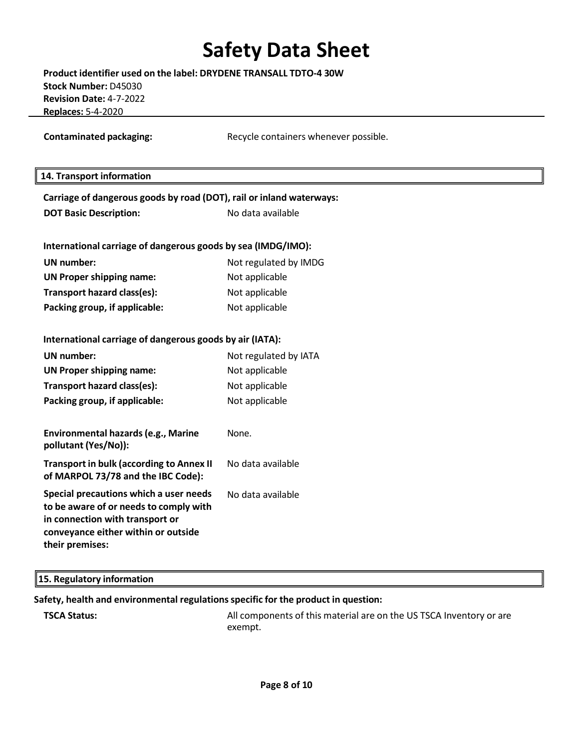**Contaminated packaging:** Recycle containers whenever possible.

## 14. Transport information

**Carriage of dangerous goods by road (DOT), rail or inland waterways:**

| | |
|---|---|
| **DOT Basic Description:** | No data available |

**International carriage of dangerous goods by sea (IMDG/IMO):**

| | |
|---|---|
| **UN number:** | Not regulated by IMDG |
| **UN Proper shipping name:** | Not applicable |
| **Transport hazard class(es):** | Not applicable |
| **Packing group, if applicable:** | Not applicable |

**International carriage of dangerous goods by air (IATA):**

| | |
|---|---|
| **UN number:** | Not regulated by IATA |
| **UN Proper shipping name:** | Not applicable |
| **Transport hazard class(es):** | Not applicable |
| **Packing group, if applicable:** | Not applicable |

| | |
|---|---|
| **Environmental hazards (e.g., Marine pollutant (Yes/No)):** | None. |
| **Transport in bulk (according to Annex II of MARPOL 73/78 and the IBC Code):** | No data available |
| **Special precautions which a user needs to be aware of or needs to comply with in connection with transport or conveyance either within or outside their premises:** | No data available |

## 15. Regulatory information

**Safety, health and environmental regulations specific for the product in question:**

| | |
|---|---|
| **TSCA Status:** | All components of this material are on the US TSCA Inventory or are exempt. |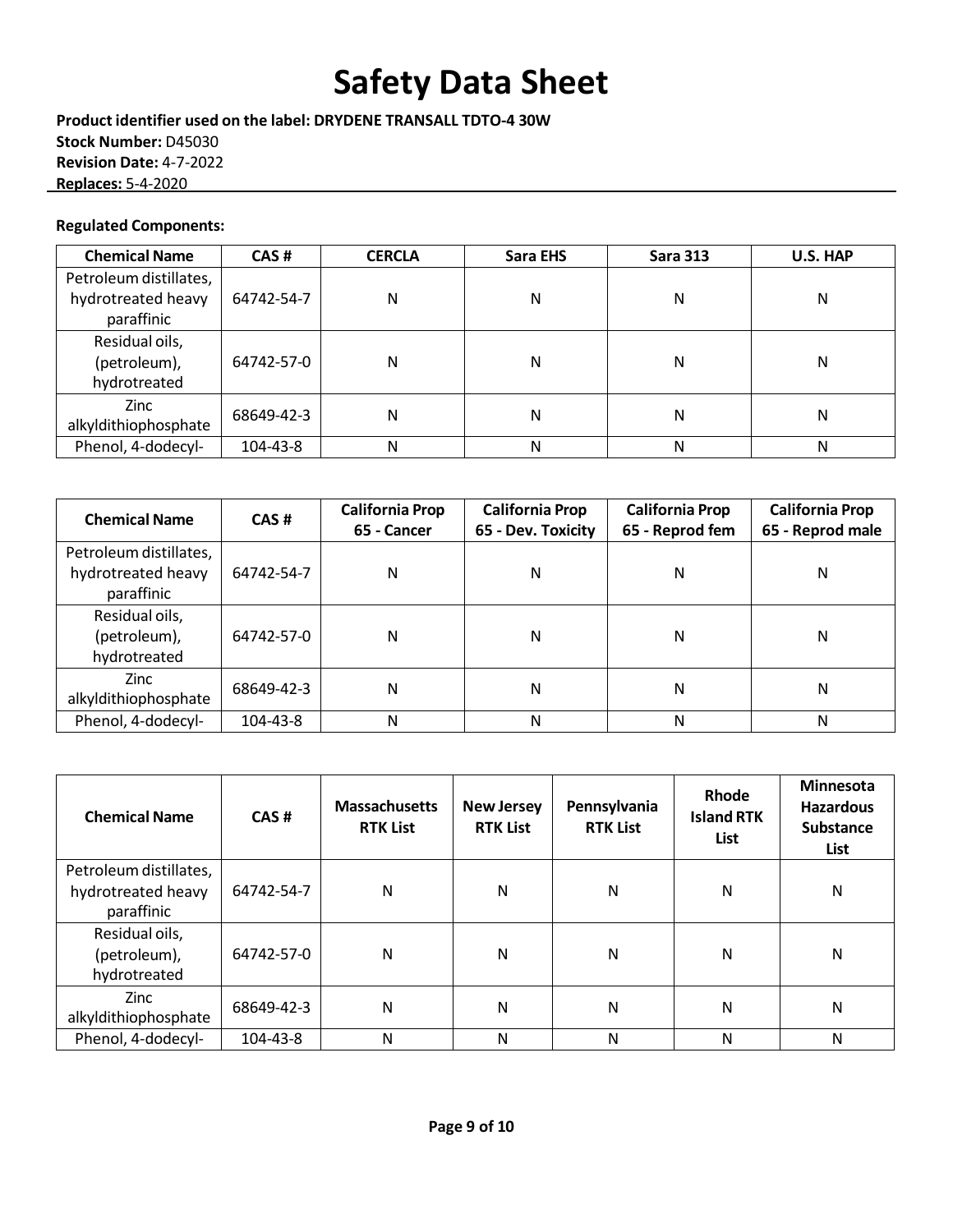# Safety Data Sheet

**Product identifier used on the label: DRYDENE TRANSALL TDTO-4 30W**
**Stock Number:** D45030
**Revision Date:** 4-7-2022
**Replaces:** 5-4-2020

**Regulated Components:**

| Chemical Name | CAS # | CERCLA | Sara EHS | Sara 313 | U.S. HAP |
|---|---|---|---|---|---|
| Petroleum distillates, hydrotreated heavy paraffinic | 64742-54-7 | N | N | N | N |
| Residual oils, (petroleum), hydrotreated | 64742-57-0 | N | N | N | N |
| Zinc alkyldithiophosphate | 68649-42-3 | N | N | N | N |
| Phenol, 4-dodecyl- | 104-43-8 | N | N | N | N |

| Chemical Name | CAS # | California Prop 65 - Cancer | California Prop 65 - Dev. Toxicity | California Prop 65 - Reprod fem | California Prop 65 - Reprod male |
|---|---|---|---|---|---|
| Petroleum distillates, hydrotreated heavy paraffinic | 64742-54-7 | N | N | N | N |
| Residual oils, (petroleum), hydrotreated | 64742-57-0 | N | N | N | N |
| Zinc alkyldithiophosphate | 68649-42-3 | N | N | N | N |
| Phenol, 4-dodecyl- | 104-43-8 | N | N | N | N |

| Chemical Name | CAS # | Massachusetts RTK List | New Jersey RTK List | Pennsylvania RTK List | Rhode Island RTK List | Minnesota Hazardous Substance List |
|---|---|---|---|---|---|---|
| Petroleum distillates, hydrotreated heavy paraffinic | 64742-54-7 | N | N | N | N | N |
| Residual oils, (petroleum), hydrotreated | 64742-57-0 | N | N | N | N | N |
| Zinc alkyldithiophosphate | 68649-42-3 | N | N | N | N | N |
| Phenol, 4-dodecyl- | 104-43-8 | N | N | N | N | N |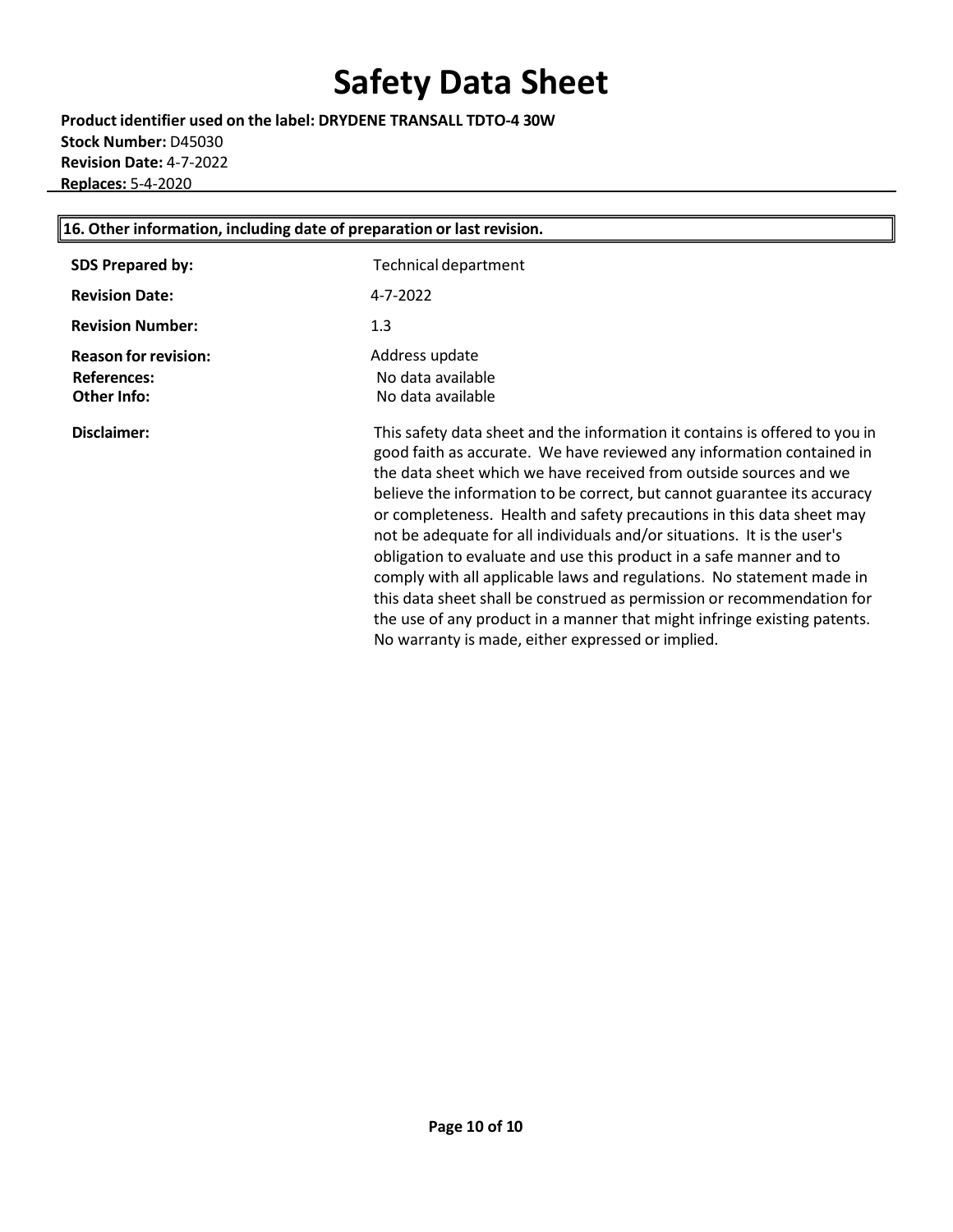## 16. Other information, including date of preparation or last revision.

| | |
|---|---|
| **SDS Prepared by:** | Technical department |
| **Revision Date:** | 4-7-2022 |
| **Revision Number:** | 1.3 |
| **Reason for revision:** | Address update |
| **References:** | No data available |
| **Other Info:** | No data available |
| **Disclaimer:** | This safety data sheet and the information it contains is offered to you in good faith as accurate. We have reviewed any information contained in the data sheet which we have received from outside sources and we believe the information to be correct, but cannot guarantee its accuracy or completeness. Health and safety precautions in this data sheet may not be adequate for all individuals and/or situations. It is the user's obligation to evaluate and use this product in a safe manner and to comply with all applicable laws and regulations. No statement made in this data sheet shall be construed as permission or recommendation for the use of any product in a manner that might infringe existing patents. No warranty is made, either expressed or implied. |